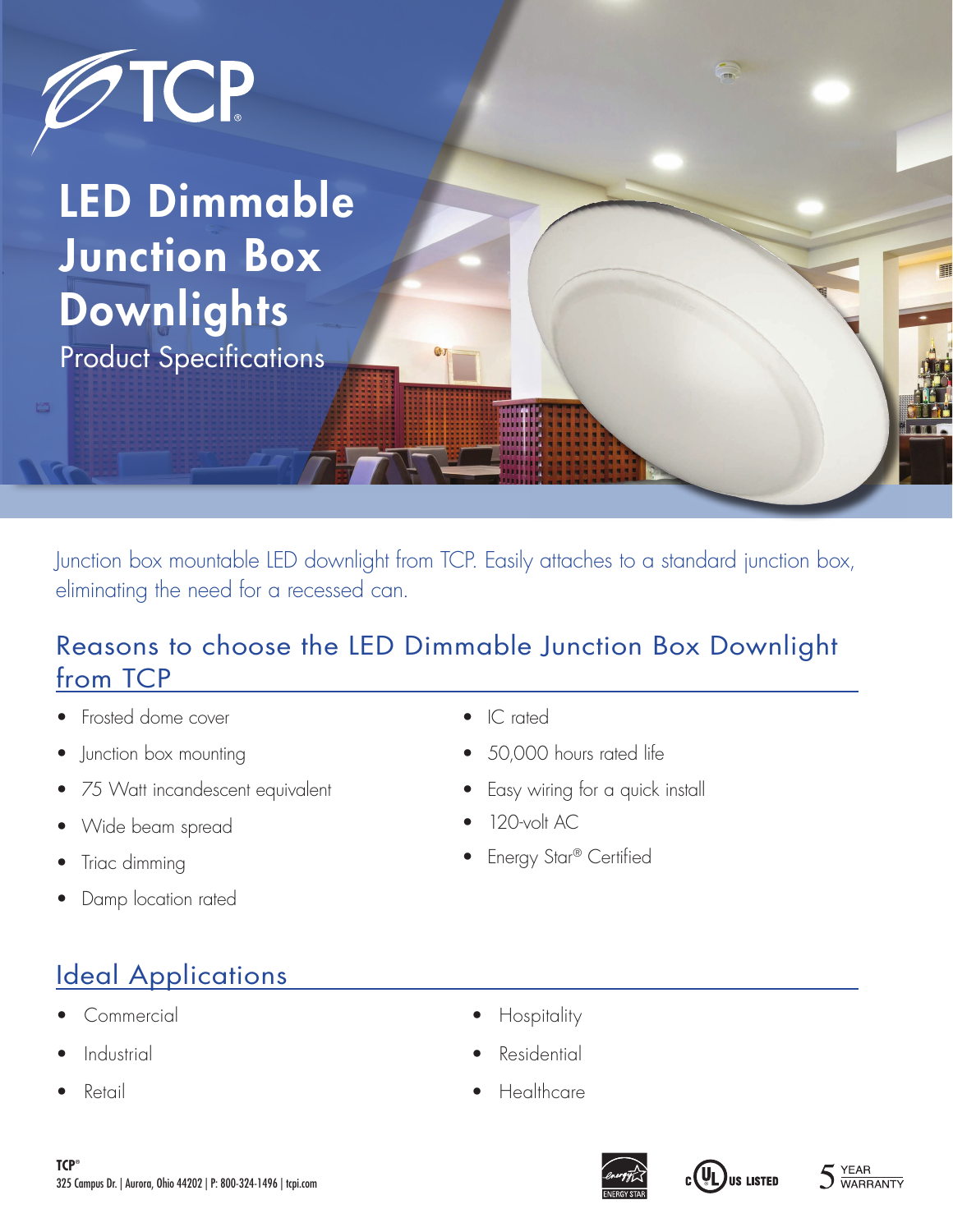TCP

# LED Dimmable Junction Box Downlights

Product Specifications

Junction box mountable LED downlight from TCP. Easily attaches to a standard junction box, eliminating the need for a recessed can.

## Reasons to choose the LED Dimmable Junction Box Downlight from TCP

- Frosted dome cover
- Junction box mounting
- 75 Watt incandescent equivalent
- Wide beam spread
- Triac dimming
- Damp location rated
- IC rated
- 50,000 hours rated life
- Easy wiring for a quick install
- 120-volt AC
- Energy Star® Certified

## Ideal Applications

- Commercial
- Industrial
- Retail
- Hospitality
- Residential
- Healthcare

**TCP®**
325 Campus Dr. | Aurora, Ohio 44202 | P: 800-324-1496 | tcpi.com

ENERGY STAR

c UL US LISTED

5 YEAR WARRANTY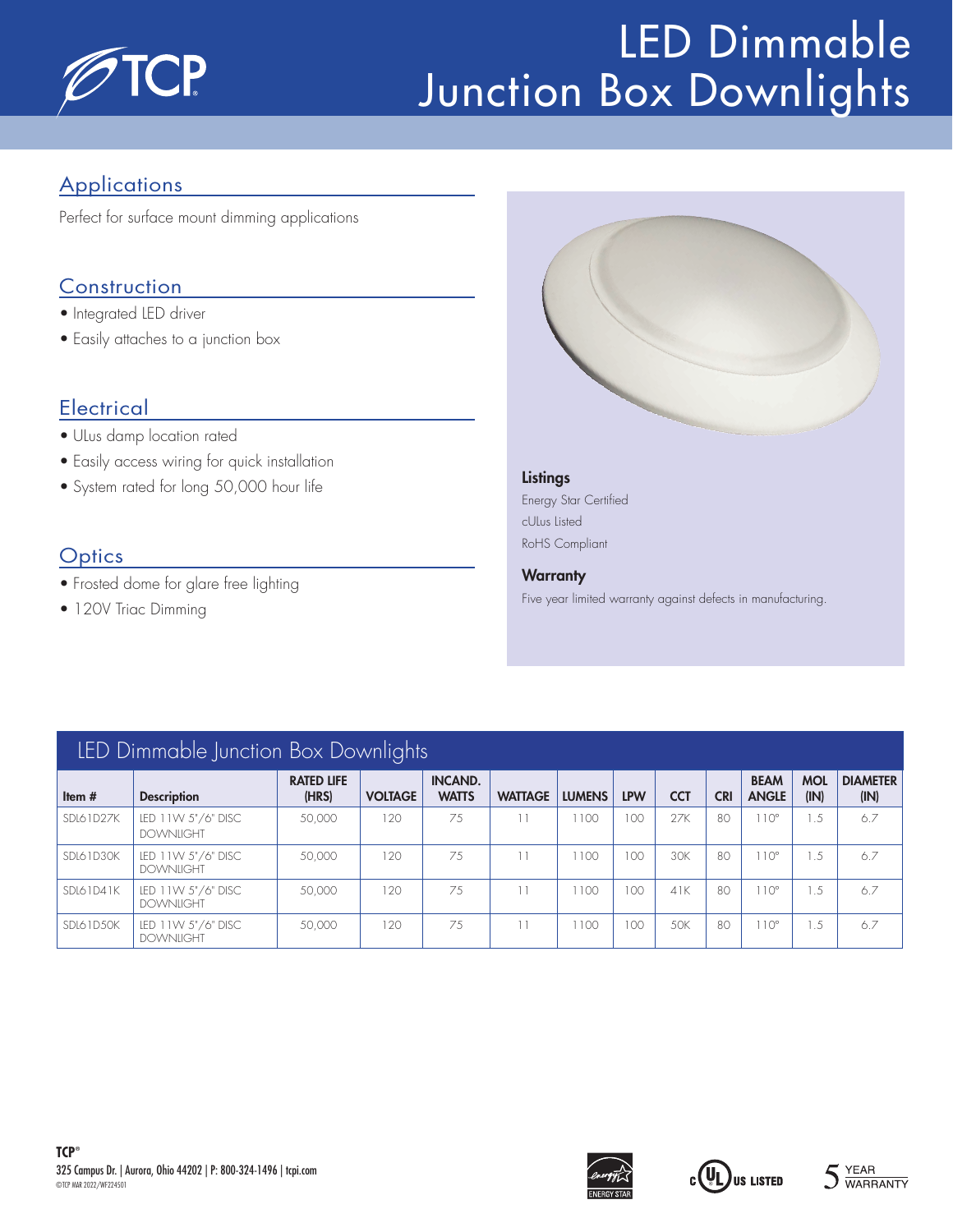# LED Dimmable Junction Box Downlights

## Applications

Perfect for surface mount dimming applications

## Construction

- Integrated LED driver
- Easily attaches to a junction box

## Electrical

- ULus damp location rated
- Easily access wiring for quick installation
- System rated for long 50,000 hour life

## Optics

- Frosted dome for glare free lighting
- 120V Triac Dimming

### Listings

Energy Star Certified

cULus Listed

RoHS Compliant

### Warranty

Five year limited warranty against defects in manufacturing.

## LED Dimmable Junction Box Downlights

| Item # | Description | RATED LIFE (HRS) | VOLTAGE | INCAND. WATTS | WATTAGE | LUMENS | LPW | CCT | CRI | BEAM ANGLE | MOL (IN) | DIAMETER (IN) |
|---|---|---|---|---|---|---|---|---|---|---|---|---|
| SDL61D27K | LED 11W 5"/6" DISC DOWNLIGHT | 50,000 | 120 | 75 | 11 | 1100 | 100 | 27K | 80 | 110° | 1.5 | 6.7 |
| SDL61D30K | LED 11W 5"/6" DISC DOWNLIGHT | 50,000 | 120 | 75 | 11 | 1100 | 100 | 30K | 80 | 110° | 1.5 | 6.7 |
| SDL61D41K | LED 11W 5"/6" DISC DOWNLIGHT | 50,000 | 120 | 75 | 11 | 1100 | 100 | 41K | 80 | 110° | 1.5 | 6.7 |
| SDL61D50K | LED 11W 5"/6" DISC DOWNLIGHT | 50,000 | 120 | 75 | 11 | 1100 | 100 | 50K | 80 | 110° | 1.5 | 6.7 |

**TCP®**

325 Campus Dr. | Aurora, Ohio 44202 | P: 800-324-1496 | tcpi.com

©TCP MAR 2022/WF224501

ENERGY STAR

c UL US LISTED

5 YEAR WARRANTY